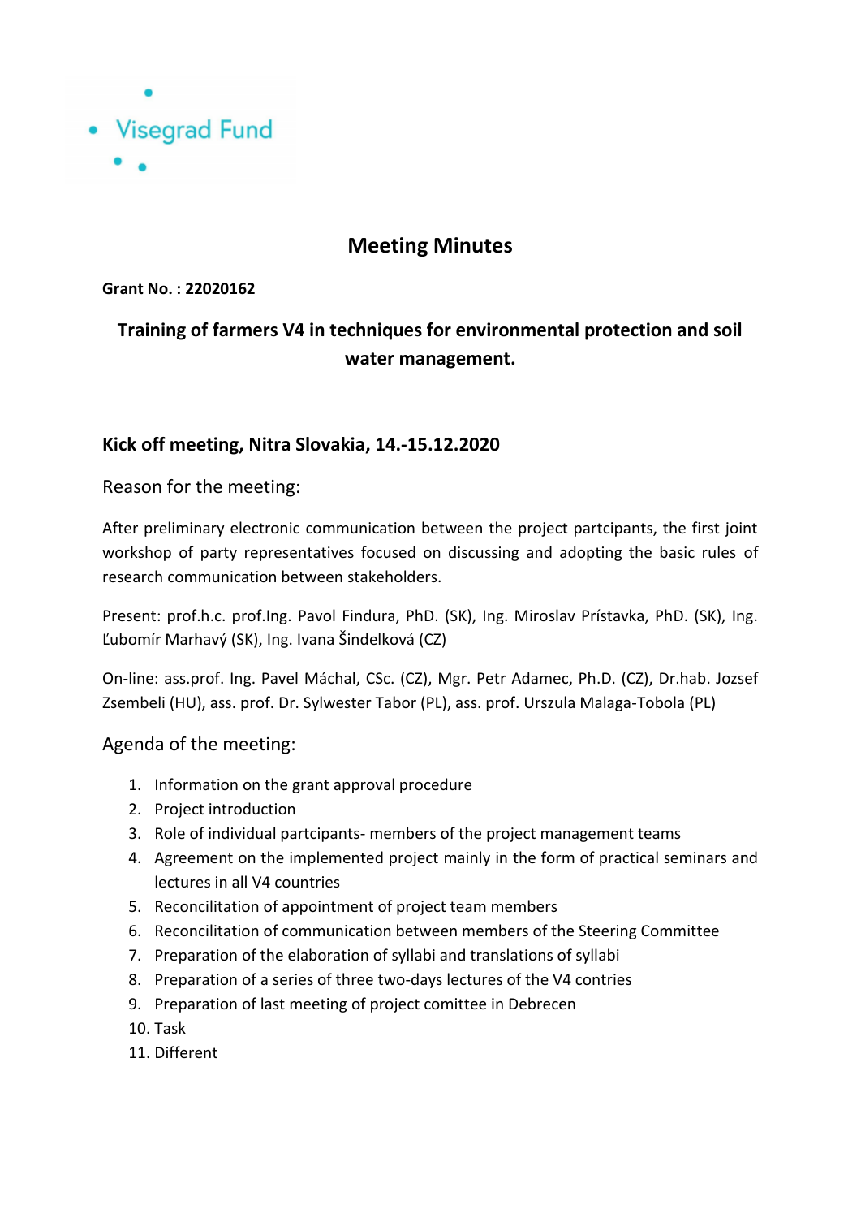Visegrad Fund

# Meeting Minutes

**Grant No. : 22020162**

## Training of farmers V4 in techniques for environmental protection and soil water management.

### Kick off meeting, Nitra Slovakia, 14.-15.12.2020

Reason for the meeting:

After preliminary electronic communication between the project partcipants, the first joint workshop of party representatives focused on discussing and adopting the basic rules of research communication between stakeholders.

Present: prof.h.c. prof.Ing. Pavol Findura, PhD. (SK), Ing. Miroslav Prístavka, PhD. (SK), Ing. Ľubomír Marhavý (SK), Ing. Ivana Šindelková (CZ)

On-line: ass.prof. Ing. Pavel Máchal, CSc. (CZ), Mgr. Petr Adamec, Ph.D. (CZ), Dr.hab. Jozsef Zsembeli (HU), ass. prof. Dr. Sylwester Tabor (PL), ass. prof. Urszula Malaga-Tobola (PL)

Agenda of the meeting:

1. Information on the grant approval procedure
2. Project introduction
3. Role of individual partcipants- members of the project management teams
4. Agreement on the implemented project mainly in the form of practical seminars and lectures in all V4 countries
5. Reconcilitation of appointment of project team members
6. Reconcilitation of communication between members of the Steering Committee
7. Preparation of the elaboration of syllabi and translations of syllabi
8. Preparation of a series of three two-days lectures of the V4 contries
9. Preparation of last meeting of project comittee in Debrecen
10. Task
11. Different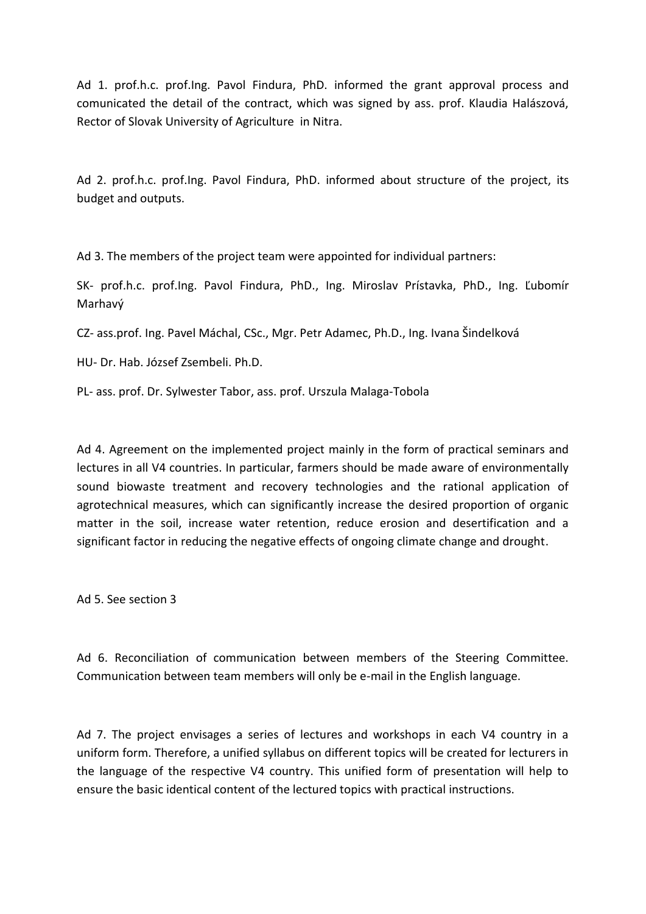Ad 1. prof.h.c. prof.Ing. Pavol Findura, PhD. informed the grant approval process and comunicated the detail of the contract, which was signed by ass. prof. Klaudia Halászová, Rector of Slovak University of Agriculture in Nitra.

Ad 2. prof.h.c. prof.Ing. Pavol Findura, PhD. informed about structure of the project, its budget and outputs.

Ad 3. The members of the project team were appointed for individual partners:

SK- prof.h.c. prof.Ing. Pavol Findura, PhD., Ing. Miroslav Prístavka, PhD., Ing. Ľubomír Marhavý

CZ- ass.prof. Ing. Pavel Máchal, CSc., Mgr. Petr Adamec, Ph.D., Ing. Ivana Šindelková

HU- Dr. Hab. József Zsembeli. Ph.D.

PL- ass. prof. Dr. Sylwester Tabor, ass. prof. Urszula Malaga-Tobola

Ad 4. Agreement on the implemented project mainly in the form of practical seminars and lectures in all V4 countries. In particular, farmers should be made aware of environmentally sound biowaste treatment and recovery technologies and the rational application of agrotechnical measures, which can significantly increase the desired proportion of organic matter in the soil, increase water retention, reduce erosion and desertification and a significant factor in reducing the negative effects of ongoing climate change and drought.

Ad 5. See section 3

Ad 6. Reconciliation of communication between members of the Steering Committee. Communication between team members will only be e-mail in the English language.

Ad 7. The project envisages a series of lectures and workshops in each V4 country in a uniform form. Therefore, a unified syllabus on different topics will be created for lecturers in the language of the respective V4 country. This unified form of presentation will help to ensure the basic identical content of the lectured topics with practical instructions.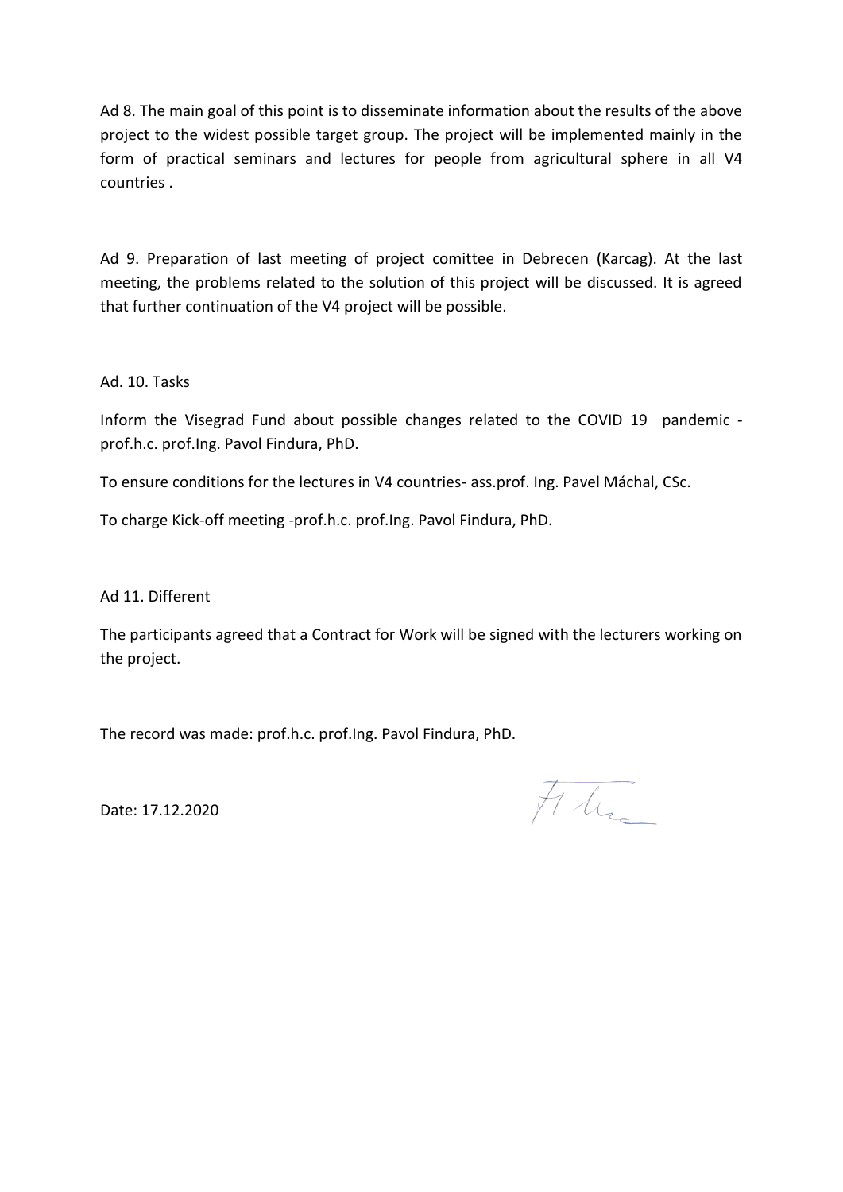Ad 8. The main goal of this point is to disseminate information about the results of the above project to the widest possible target group. The project will be implemented mainly in the form of practical seminars and lectures for people from agricultural sphere in all V4 countries .

Ad 9. Preparation of last meeting of project comittee in Debrecen (Karcag). At the last meeting, the problems related to the solution of this project will be discussed. It is agreed that further continuation of the V4 project will be possible.

Ad. 10. Tasks

Inform the Visegrad Fund about possible changes related to the COVID 19 pandemic - prof.h.c. prof.Ing. Pavol Findura, PhD.

To ensure conditions for the lectures in V4 countries- ass.prof. Ing. Pavel Máchal, CSc.

To charge Kick-off meeting -prof.h.c. prof.Ing. Pavol Findura, PhD.

Ad 11. Different

The participants agreed that a Contract for Work will be signed with the lecturers working on the project.

The record was made: prof.h.c. prof.Ing. Pavol Findura, PhD.

Date: 17.12.2020